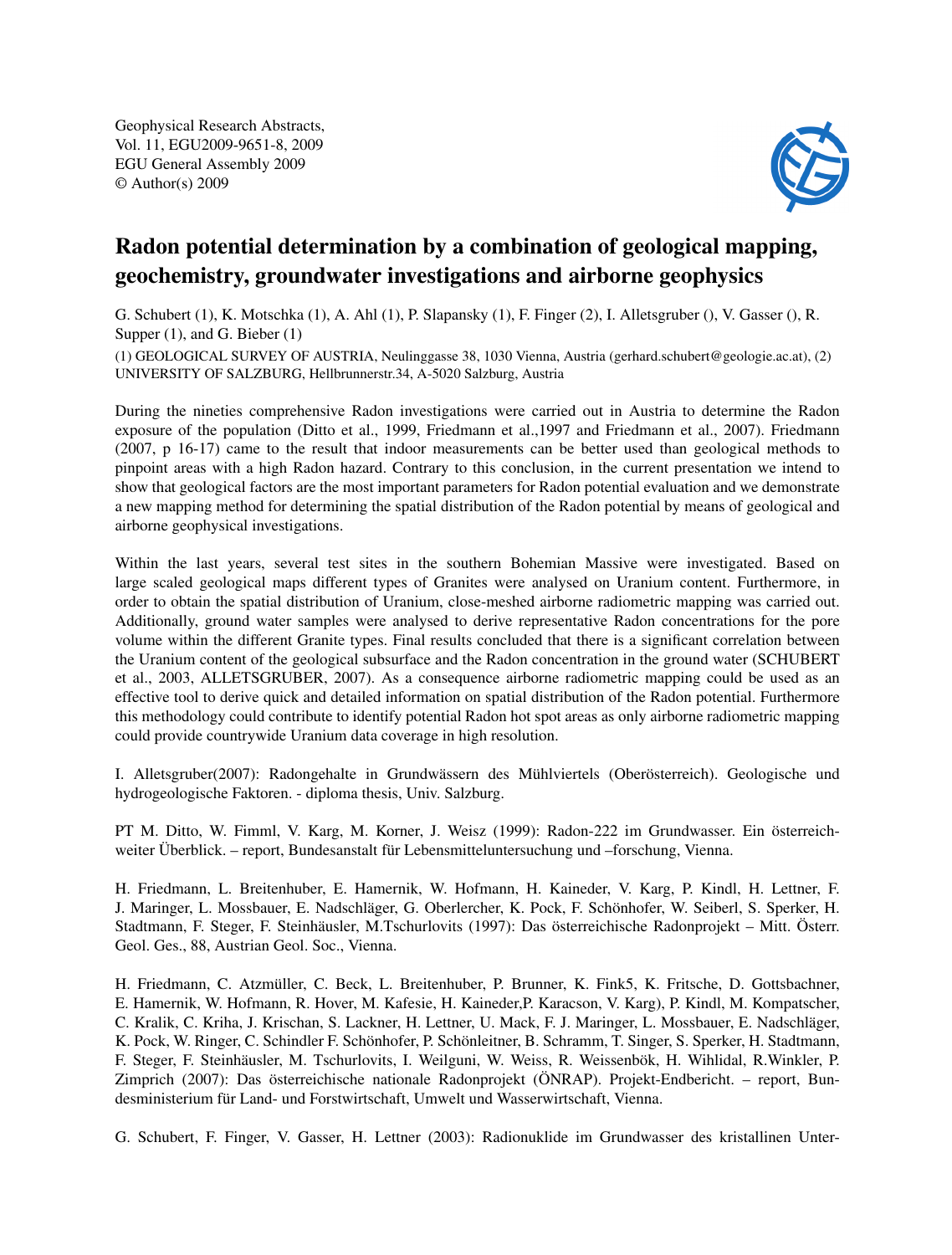Geophysical Research Abstracts,
Vol. 11, EGU2009-9651-8, 2009
EGU General Assembly 2009
© Author(s) 2009

# Radon potential determination by a combination of geological mapping, geochemistry, groundwater investigations and airborne geophysics

G. Schubert (1), K. Motschka (1), A. Ahl (1), P. Slapansky (1), F. Finger (2), I. Alletsgruber (), V. Gasser (), R. Supper (1), and G. Bieber (1)

(1) GEOLOGICAL SURVEY OF AUSTRIA, Neulinggasse 38, 1030 Vienna, Austria (gerhard.schubert@geologie.ac.at), (2) UNIVERSITY OF SALZBURG, Hellbrunnerstr.34, A-5020 Salzburg, Austria

During the nineties comprehensive Radon investigations were carried out in Austria to determine the Radon exposure of the population (Ditto et al., 1999, Friedmann et al.,1997 and Friedmann et al., 2007). Friedmann (2007, p 16-17) came to the result that indoor measurements can be better used than geological methods to pinpoint areas with a high Radon hazard. Contrary to this conclusion, in the current presentation we intend to show that geological factors are the most important parameters for Radon potential evaluation and we demonstrate a new mapping method for determining the spatial distribution of the Radon potential by means of geological and airborne geophysical investigations.

Within the last years, several test sites in the southern Bohemian Massive were investigated. Based on large scaled geological maps different types of Granites were analysed on Uranium content. Furthermore, in order to obtain the spatial distribution of Uranium, close-meshed airborne radiometric mapping was carried out. Additionally, ground water samples were analysed to derive representative Radon concentrations for the pore volume within the different Granite types. Final results concluded that there is a significant correlation between the Uranium content of the geological subsurface and the Radon concentration in the ground water (SCHUBERT et al., 2003, ALLETSGRUBER, 2007). As a consequence airborne radiometric mapping could be used as an effective tool to derive quick and detailed information on spatial distribution of the Radon potential. Furthermore this methodology could contribute to identify potential Radon hot spot areas as only airborne radiometric mapping could provide countrywide Uranium data coverage in high resolution.

I. Alletsgruber(2007): Radongehalte in Grundwässern des Mühlviertels (Oberösterreich). Geologische und hydrogeologische Faktoren. - diploma thesis, Univ. Salzburg.

PT M. Ditto, W. Fimml, V. Karg, M. Korner, J. Weisz (1999): Radon-222 im Grundwasser. Ein österreichweiter Überblick. – report, Bundesanstalt für Lebensmitteluntersuchung und –forschung, Vienna.

H. Friedmann, L. Breitenhuber, E. Hamernik, W. Hofmann, H. Kaineder, V. Karg, P. Kindl, H. Lettner, F. J. Maringer, L. Mossbauer, E. Nadschläger, G. Oberlercher, K. Pock, F. Schönhofer, W. Seiberl, S. Sperker, H. Stadtmann, F. Steger, F. Steinhäusler, M.Tschurlovits (1997): Das österreichische Radonprojekt – Mitt. Österr. Geol. Ges., 88, Austrian Geol. Soc., Vienna.

H. Friedmann, C. Atzmüller, C. Beck, L. Breitenhuber, P. Brunner, K. Fink5, K. Fritsche, D. Gottsbachner, E. Hamernik, W. Hofmann, R. Hover, M. Kafesie, H. Kaineder,P. Karacson, V. Karg), P. Kindl, M. Kompatscher, C. Kralik, C. Kriha, J. Krischan, S. Lackner, H. Lettner, U. Mack, F. J. Maringer, L. Mossbauer, E. Nadschläger, K. Pock, W. Ringer, C. Schindler F. Schönhofer, P. Schönleitner, B. Schramm, T. Singer, S. Sperker, H. Stadtmann, F. Steger, F. Steinhäusler, M. Tschurlovits, I. Weilguni, W. Weiss, R. Weissenbök, H. Wihlidal, R.Winkler, P. Zimprich (2007): Das österreichische nationale Radonprojekt (ÖNRAP). Projekt-Endbericht. – report, Bundesministerium für Land- und Forstwirtschaft, Umwelt und Wasserwirtschaft, Vienna.

G. Schubert, F. Finger, V. Gasser, H. Lettner (2003): Radionuklide im Grundwasser des kristallinen Unter-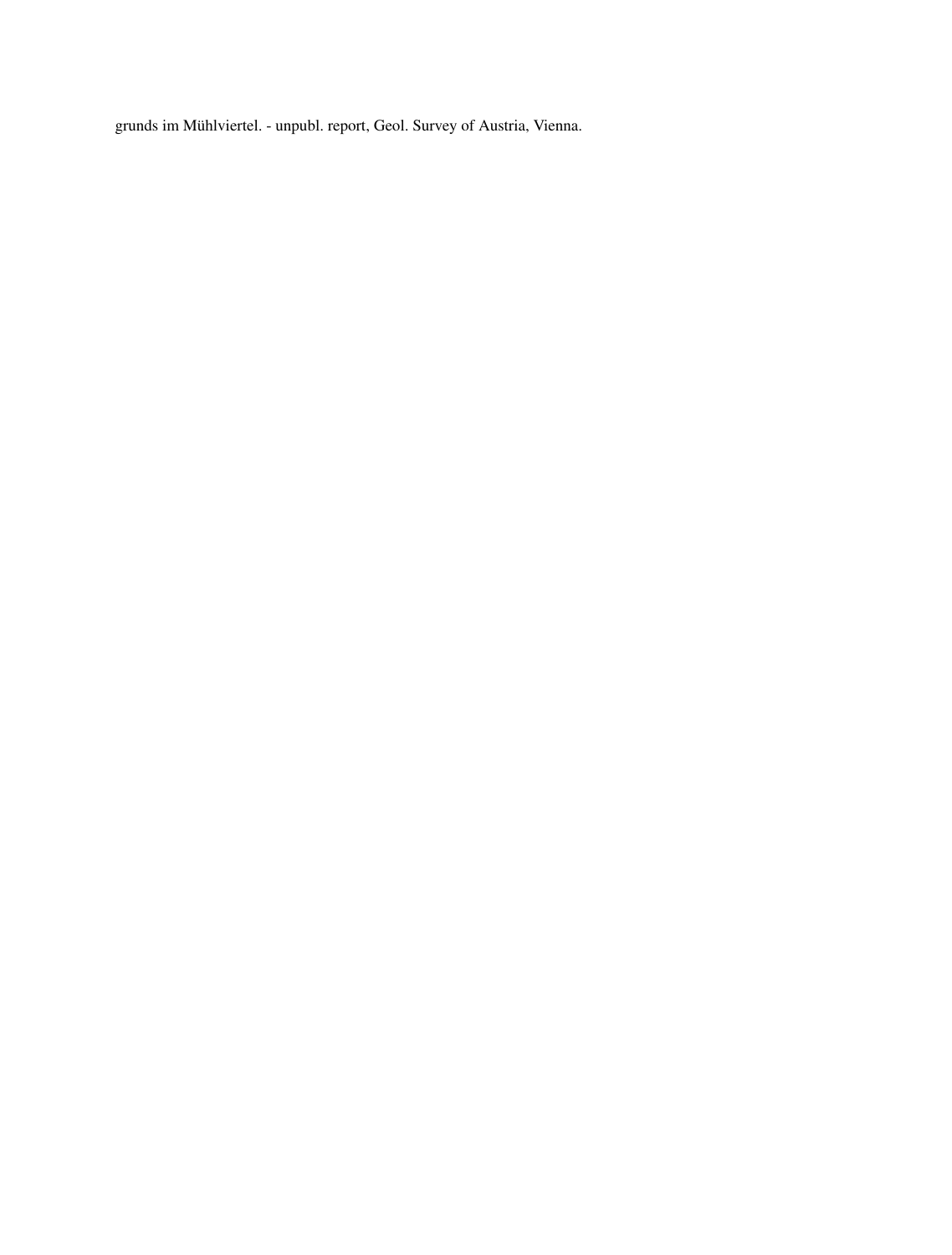grunds im Mühlviertel. - unpubl. report, Geol. Survey of Austria, Vienna.